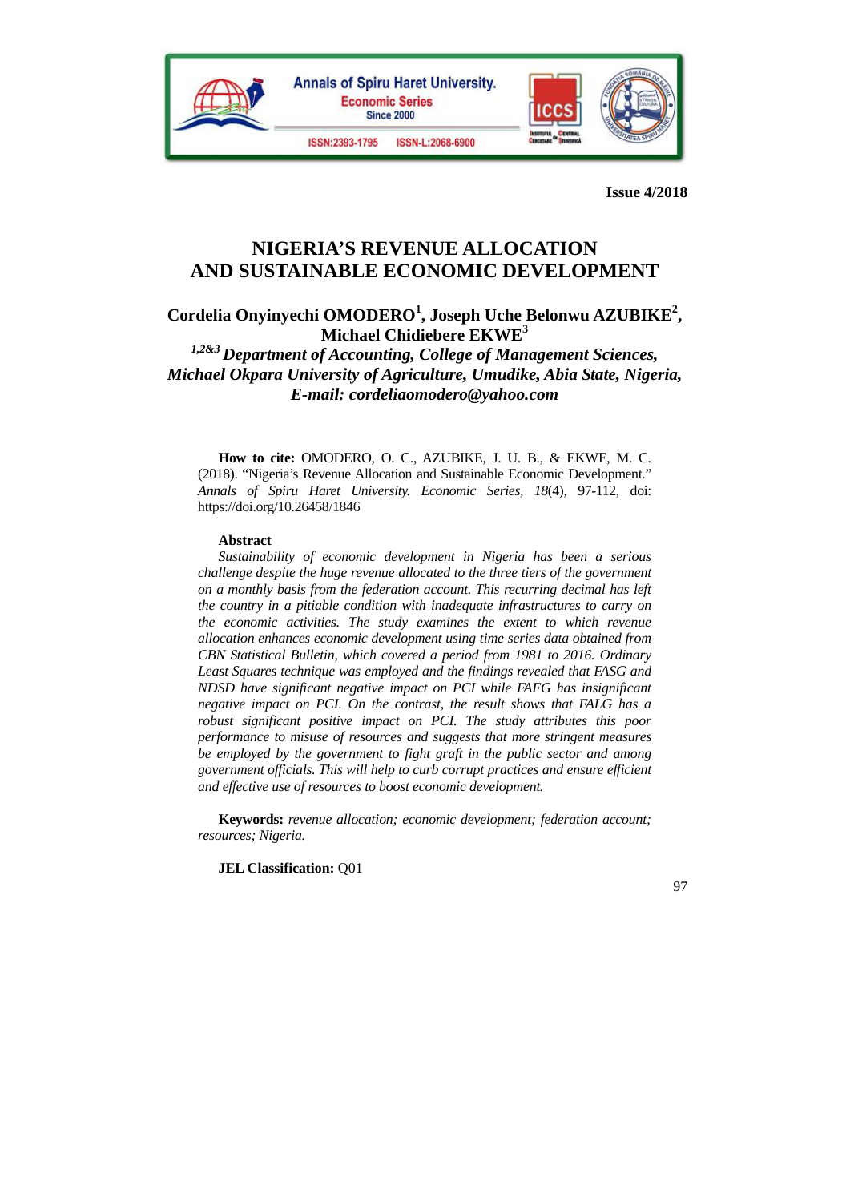**Issue 4/2018**

# NIGERIA'S REVENUE ALLOCATION AND SUSTAINABLE ECONOMIC DEVELOPMENT

**Cordelia Onyinyechi OMODERO[1], Joseph Uche Belonwu AZUBIKE[2], Michael Chidiebere EKWE[3]**

*[1,2&3] Department of Accounting, College of Management Sciences, Michael Okpara University of Agriculture, Umudike, Abia State, Nigeria, E-mail: cordeliaomodero@yahoo.com*

**How to cite:** OMODERO, O. C., AZUBIKE, J. U. B., & EKWE, M. C. (2018). "Nigeria's Revenue Allocation and Sustainable Economic Development." *Annals of Spiru Haret University. Economic Series*, *18*(4), 97-112, doi: https://doi.org/10.26458/1846

**Abstract**

*Sustainability of economic development in Nigeria has been a serious challenge despite the huge revenue allocated to the three tiers of the government on a monthly basis from the federation account. This recurring decimal has left the country in a pitiable condition with inadequate infrastructures to carry on the economic activities. The study examines the extent to which revenue allocation enhances economic development using time series data obtained from CBN Statistical Bulletin, which covered a period from 1981 to 2016. Ordinary Least Squares technique was employed and the findings revealed that FASG and NDSD have significant negative impact on PCI while FAFG has insignificant negative impact on PCI. On the contrast, the result shows that FALG has a robust significant positive impact on PCI. The study attributes this poor performance to misuse of resources and suggests that more stringent measures be employed by the government to fight graft in the public sector and among government officials. This will help to curb corrupt practices and ensure efficient and effective use of resources to boost economic development.*

**Keywords:** *revenue allocation; economic development; federation account; resources; Nigeria.*

**JEL Classification:** Q01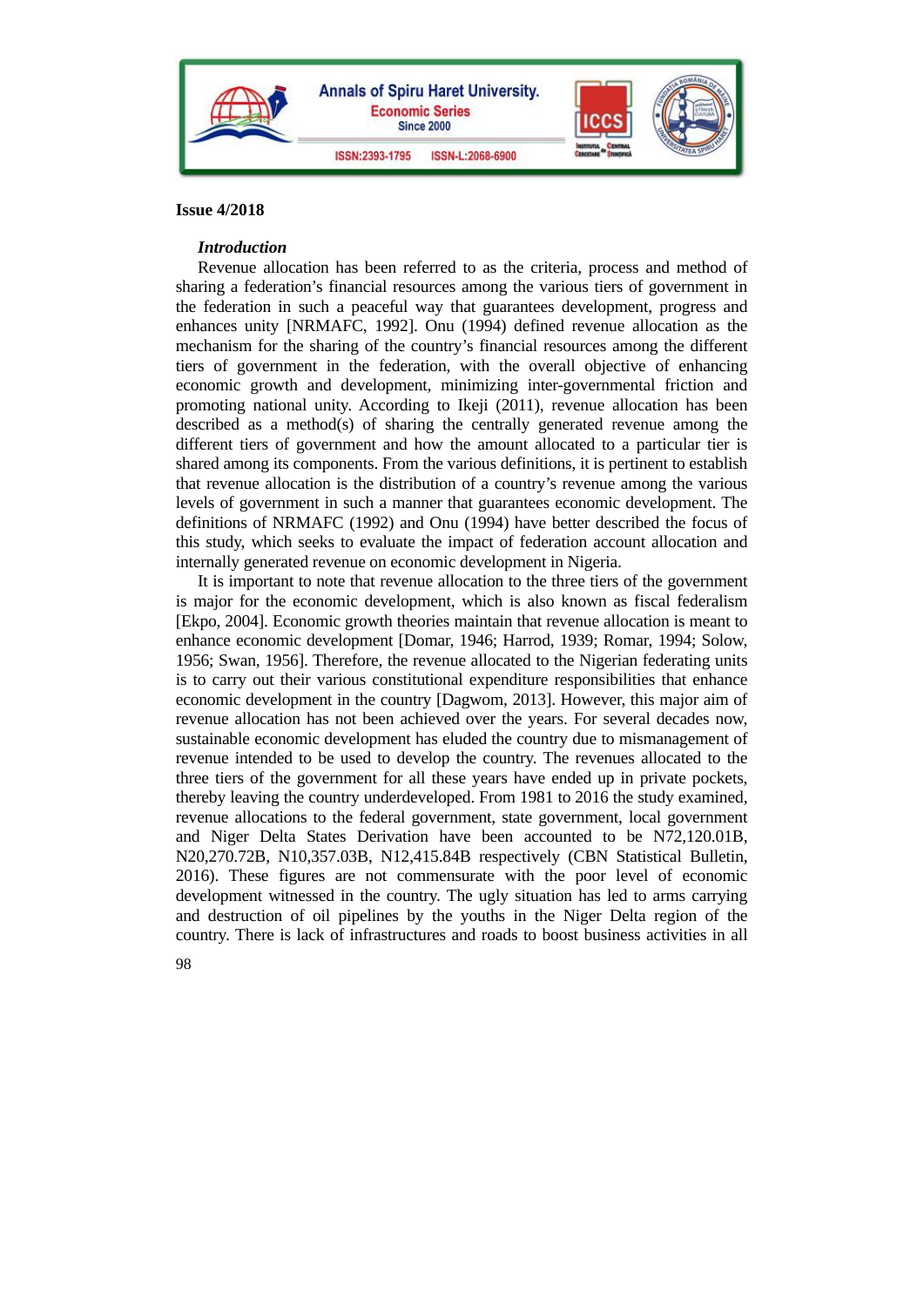### *Introduction*

Revenue allocation has been referred to as the criteria, process and method of sharing a federation's financial resources among the various tiers of government in the federation in such a peaceful way that guarantees development, progress and enhances unity [NRMAFC, 1992]. Onu (1994) defined revenue allocation as the mechanism for the sharing of the country's financial resources among the different tiers of government in the federation, with the overall objective of enhancing economic growth and development, minimizing inter-governmental friction and promoting national unity. According to Ikeji (2011), revenue allocation has been described as a method(s) of sharing the centrally generated revenue among the different tiers of government and how the amount allocated to a particular tier is shared among its components. From the various definitions, it is pertinent to establish that revenue allocation is the distribution of a country's revenue among the various levels of government in such a manner that guarantees economic development. The definitions of NRMAFC (1992) and Onu (1994) have better described the focus of this study, which seeks to evaluate the impact of federation account allocation and internally generated revenue on economic development in Nigeria.

It is important to note that revenue allocation to the three tiers of the government is major for the economic development, which is also known as fiscal federalism [Ekpo, 2004]. Economic growth theories maintain that revenue allocation is meant to enhance economic development [Domar, 1946; Harrod, 1939; Romar, 1994; Solow, 1956; Swan, 1956]. Therefore, the revenue allocated to the Nigerian federating units is to carry out their various constitutional expenditure responsibilities that enhance economic development in the country [Dagwom, 2013]. However, this major aim of revenue allocation has not been achieved over the years. For several decades now, sustainable economic development has eluded the country due to mismanagement of revenue intended to be used to develop the country. The revenues allocated to the three tiers of the government for all these years have ended up in private pockets, thereby leaving the country underdeveloped. From 1981 to 2016 the study examined, revenue allocations to the federal government, state government, local government and Niger Delta States Derivation have been accounted to be N72,120.01B, N20,270.72B, N10,357.03B, N12,415.84B respectively (CBN Statistical Bulletin, 2016). These figures are not commensurate with the poor level of economic development witnessed in the country. The ugly situation has led to arms carrying and destruction of oil pipelines by the youths in the Niger Delta region of the country. There is lack of infrastructures and roads to boost business activities in all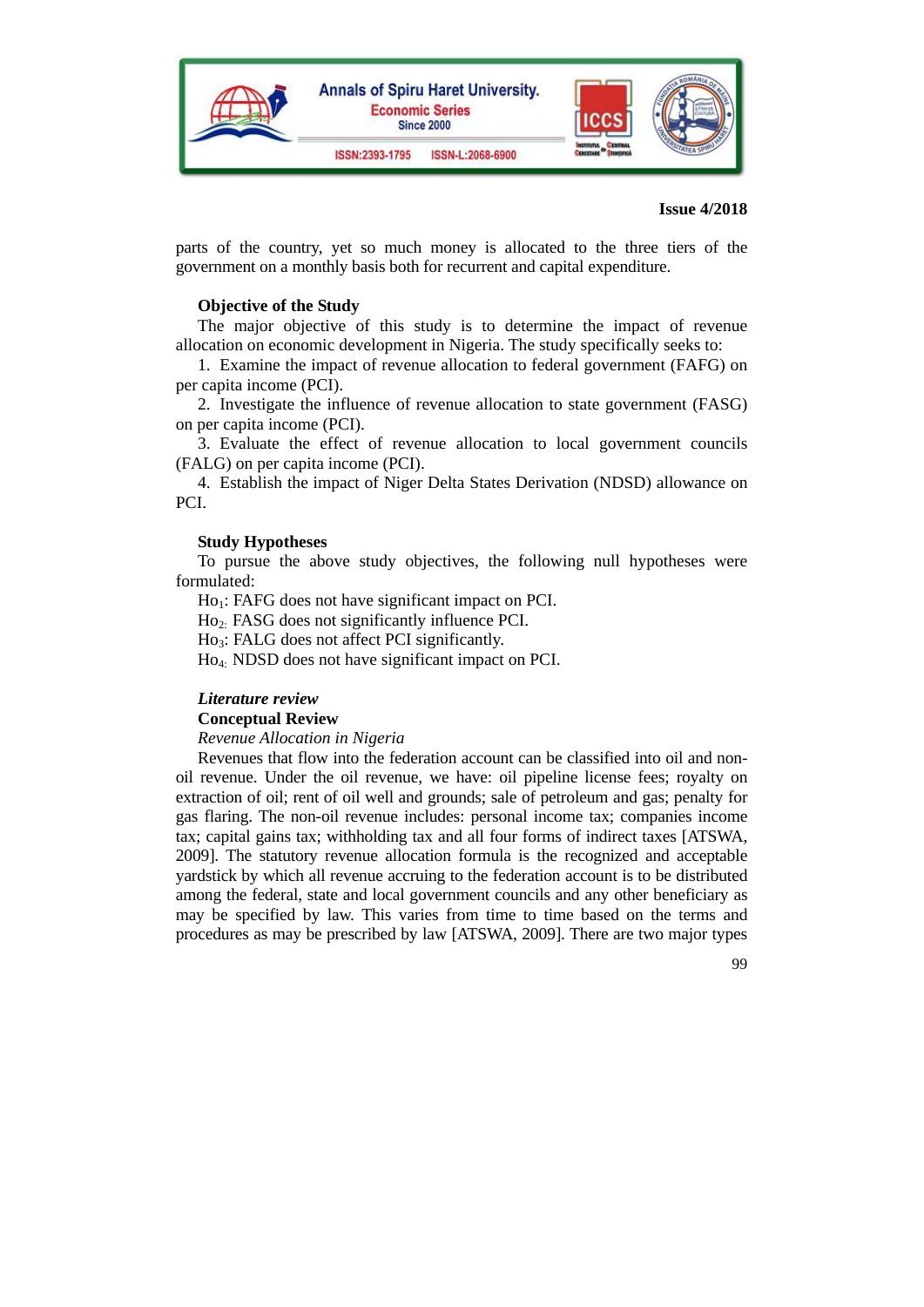parts of the country, yet so much money is allocated to the three tiers of the government on a monthly basis both for recurrent and capital expenditure.

**Objective of the Study**

The major objective of this study is to determine the impact of revenue allocation on economic development in Nigeria. The study specifically seeks to:

1. Examine the impact of revenue allocation to federal government (FAFG) on per capita income (PCI).
2. Investigate the influence of revenue allocation to state government (FASG) on per capita income (PCI).
3. Evaluate the effect of revenue allocation to local government councils (FALG) on per capita income (PCI).
4. Establish the impact of Niger Delta States Derivation (NDSD) allowance on PCI.

**Study Hypotheses**

To pursue the above study objectives, the following null hypotheses were formulated:

$Ho_1$: FAFG does not have significant impact on PCI.

$Ho_2$: FASG does not significantly influence PCI.

$Ho_3$: FALG does not affect PCI significantly.

$Ho_4$: NDSD does not have significant impact on PCI.

***Literature review***

**Conceptual Review**

*Revenue Allocation in Nigeria*

Revenues that flow into the federation account can be classified into oil and non-oil revenue. Under the oil revenue, we have: oil pipeline license fees; royalty on extraction of oil; rent of oil well and grounds; sale of petroleum and gas; penalty for gas flaring. The non-oil revenue includes: personal income tax; companies income tax; capital gains tax; withholding tax and all four forms of indirect taxes [ATSWA, 2009]. The statutory revenue allocation formula is the recognized and acceptable yardstick by which all revenue accruing to the federation account is to be distributed among the federal, state and local government councils and any other beneficiary as may be specified by law. This varies from time to time based on the terms and procedures as may be prescribed by law [ATSWA, 2009]. There are two major types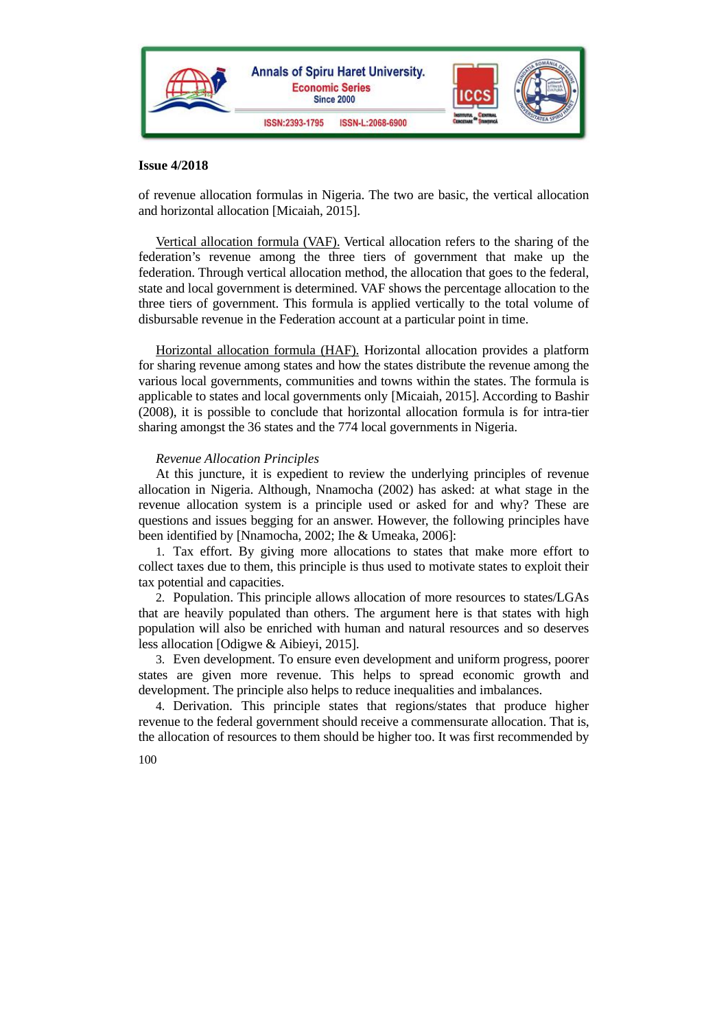of revenue allocation formulas in Nigeria. The two are basic, the vertical allocation and horizontal allocation [Micaiah, 2015].

Vertical allocation formula (VAF). Vertical allocation refers to the sharing of the federation's revenue among the three tiers of government that make up the federation. Through vertical allocation method, the allocation that goes to the federal, state and local government is determined. VAF shows the percentage allocation to the three tiers of government. This formula is applied vertically to the total volume of disbursable revenue in the Federation account at a particular point in time.

Horizontal allocation formula (HAF). Horizontal allocation provides a platform for sharing revenue among states and how the states distribute the revenue among the various local governments, communities and towns within the states. The formula is applicable to states and local governments only [Micaiah, 2015]. According to Bashir (2008), it is possible to conclude that horizontal allocation formula is for intra-tier sharing amongst the 36 states and the 774 local governments in Nigeria.

*Revenue Allocation Principles*

At this juncture, it is expedient to review the underlying principles of revenue allocation in Nigeria. Although, Nnamocha (2002) has asked: at what stage in the revenue allocation system is a principle used or asked for and why? These are questions and issues begging for an answer. However, the following principles have been identified by [Nnamocha, 2002; Ihe & Umeaka, 2006]:

1. Tax effort. By giving more allocations to states that make more effort to collect taxes due to them, this principle is thus used to motivate states to exploit their tax potential and capacities.
2. Population. This principle allows allocation of more resources to states/LGAs that are heavily populated than others. The argument here is that states with high population will also be enriched with human and natural resources and so deserves less allocation [Odigwe & Aibieyi, 2015].
3. Even development. To ensure even development and uniform progress, poorer states are given more revenue. This helps to spread economic growth and development. The principle also helps to reduce inequalities and imbalances.
4. Derivation. This principle states that regions/states that produce higher revenue to the federal government should receive a commensurate allocation. That is, the allocation of resources to them should be higher too. It was first recommended by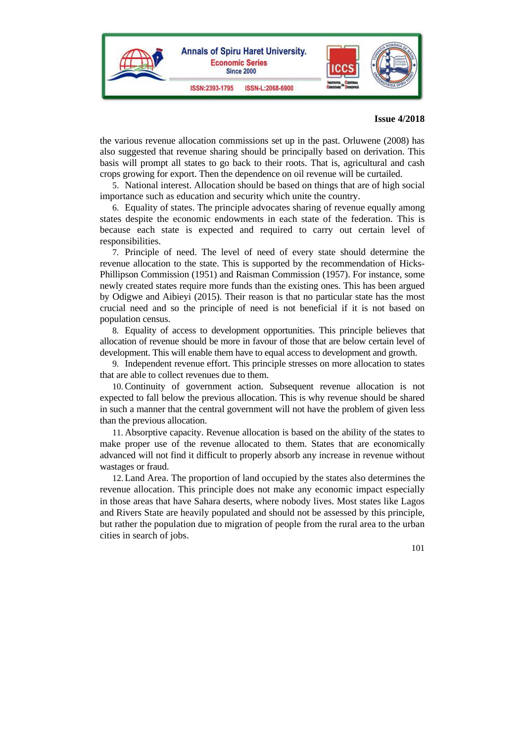the various revenue allocation commissions set up in the past. Orluwene (2008) has also suggested that revenue sharing should be principally based on derivation. This basis will prompt all states to go back to their roots. That is, agricultural and cash crops growing for export. Then the dependence on oil revenue will be curtailed.

5. National interest. Allocation should be based on things that are of high social importance such as education and security which unite the country.

6. Equality of states. The principle advocates sharing of revenue equally among states despite the economic endowments in each state of the federation. This is because each state is expected and required to carry out certain level of responsibilities.

7. Principle of need. The level of need of every state should determine the revenue allocation to the state. This is supported by the recommendation of Hicks-Phillipson Commission (1951) and Raisman Commission (1957). For instance, some newly created states require more funds than the existing ones. This has been argued by Odigwe and Aibieyi (2015). Their reason is that no particular state has the most crucial need and so the principle of need is not beneficial if it is not based on population census.

8. Equality of access to development opportunities. This principle believes that allocation of revenue should be more in favour of those that are below certain level of development. This will enable them have to equal access to development and growth.

9. Independent revenue effort. This principle stresses on more allocation to states that are able to collect revenues due to them.

10. Continuity of government action. Subsequent revenue allocation is not expected to fall below the previous allocation. This is why revenue should be shared in such a manner that the central government will not have the problem of given less than the previous allocation.

11. Absorptive capacity. Revenue allocation is based on the ability of the states to make proper use of the revenue allocated to them. States that are economically advanced will not find it difficult to properly absorb any increase in revenue without wastages or fraud.

12. Land Area. The proportion of land occupied by the states also determines the revenue allocation. This principle does not make any economic impact especially in those areas that have Sahara deserts, where nobody lives. Most states like Lagos and Rivers State are heavily populated and should not be assessed by this principle, but rather the population due to migration of people from the rural area to the urban cities in search of jobs.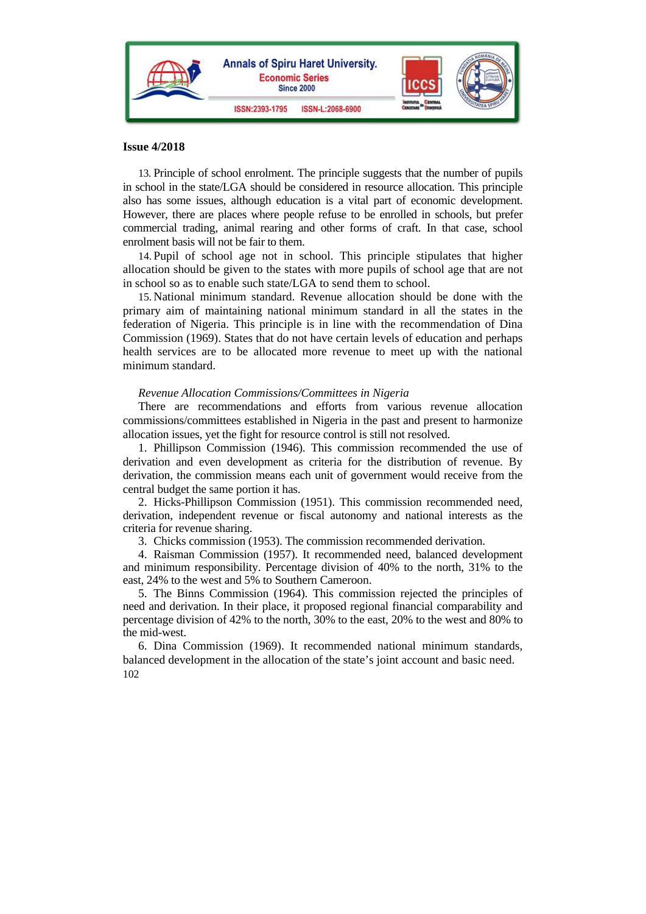13. Principle of school enrolment. The principle suggests that the number of pupils in school in the state/LGA should be considered in resource allocation. This principle also has some issues, although education is a vital part of economic development. However, there are places where people refuse to be enrolled in schools, but prefer commercial trading, animal rearing and other forms of craft. In that case, school enrolment basis will not be fair to them.

14. Pupil of school age not in school. This principle stipulates that higher allocation should be given to the states with more pupils of school age that are not in school so as to enable such state/LGA to send them to school.

15. National minimum standard. Revenue allocation should be done with the primary aim of maintaining national minimum standard in all the states in the federation of Nigeria. This principle is in line with the recommendation of Dina Commission (1969). States that do not have certain levels of education and perhaps health services are to be allocated more revenue to meet up with the national minimum standard.

*Revenue Allocation Commissions/Committees in Nigeria*

There are recommendations and efforts from various revenue allocation commissions/committees established in Nigeria in the past and present to harmonize allocation issues, yet the fight for resource control is still not resolved.

1. Phillipson Commission (1946). This commission recommended the use of derivation and even development as criteria for the distribution of revenue. By derivation, the commission means each unit of government would receive from the central budget the same portion it has.
2. Hicks-Phillipson Commission (1951). This commission recommended need, derivation, independent revenue or fiscal autonomy and national interests as the criteria for revenue sharing.
3. Chicks commission (1953). The commission recommended derivation.
4. Raisman Commission (1957). It recommended need, balanced development and minimum responsibility. Percentage division of 40% to the north, 31% to the east, 24% to the west and 5% to Southern Cameroon.
5. The Binns Commission (1964). This commission rejected the principles of need and derivation. In their place, it proposed regional financial comparability and percentage division of 42% to the north, 30% to the east, 20% to the west and 80% to the mid-west.
6. Dina Commission (1969). It recommended national minimum standards, balanced development in the allocation of the state's joint account and basic need.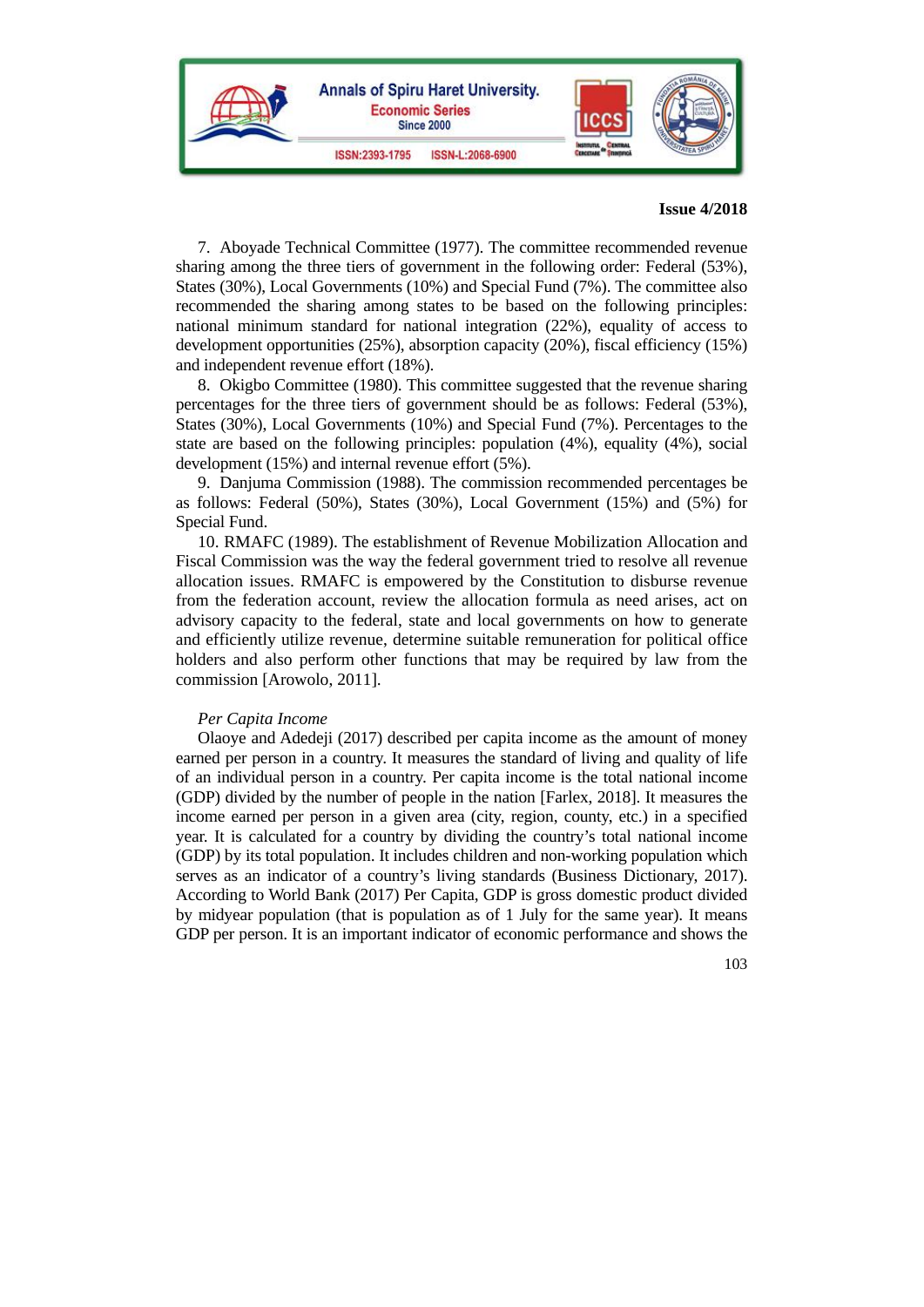7. Aboyade Technical Committee (1977). The committee recommended revenue sharing among the three tiers of government in the following order: Federal (53%), States (30%), Local Governments (10%) and Special Fund (7%). The committee also recommended the sharing among states to be based on the following principles: national minimum standard for national integration (22%), equality of access to development opportunities (25%), absorption capacity (20%), fiscal efficiency (15%) and independent revenue effort (18%).

8. Okigbo Committee (1980). This committee suggested that the revenue sharing percentages for the three tiers of government should be as follows: Federal (53%), States (30%), Local Governments (10%) and Special Fund (7%). Percentages to the state are based on the following principles: population (4%), equality (4%), social development (15%) and internal revenue effort (5%).

9. Danjuma Commission (1988). The commission recommended percentages be as follows: Federal (50%), States (30%), Local Government (15%) and (5%) for Special Fund.

10. RMAFC (1989). The establishment of Revenue Mobilization Allocation and Fiscal Commission was the way the federal government tried to resolve all revenue allocation issues. RMAFC is empowered by the Constitution to disburse revenue from the federation account, review the allocation formula as need arises, act on advisory capacity to the federal, state and local governments on how to generate and efficiently utilize revenue, determine suitable remuneration for political office holders and also perform other functions that may be required by law from the commission [Arowolo, 2011].

*Per Capita Income*

Olaoye and Adedeji (2017) described per capita income as the amount of money earned per person in a country. It measures the standard of living and quality of life of an individual person in a country. Per capita income is the total national income (GDP) divided by the number of people in the nation [Farlex, 2018]. It measures the income earned per person in a given area (city, region, county, etc.) in a specified year. It is calculated for a country by dividing the country's total national income (GDP) by its total population. It includes children and non-working population which serves as an indicator of a country's living standards (Business Dictionary, 2017). According to World Bank (2017) Per Capita, GDP is gross domestic product divided by midyear population (that is population as of 1 July for the same year). It means GDP per person. It is an important indicator of economic performance and shows the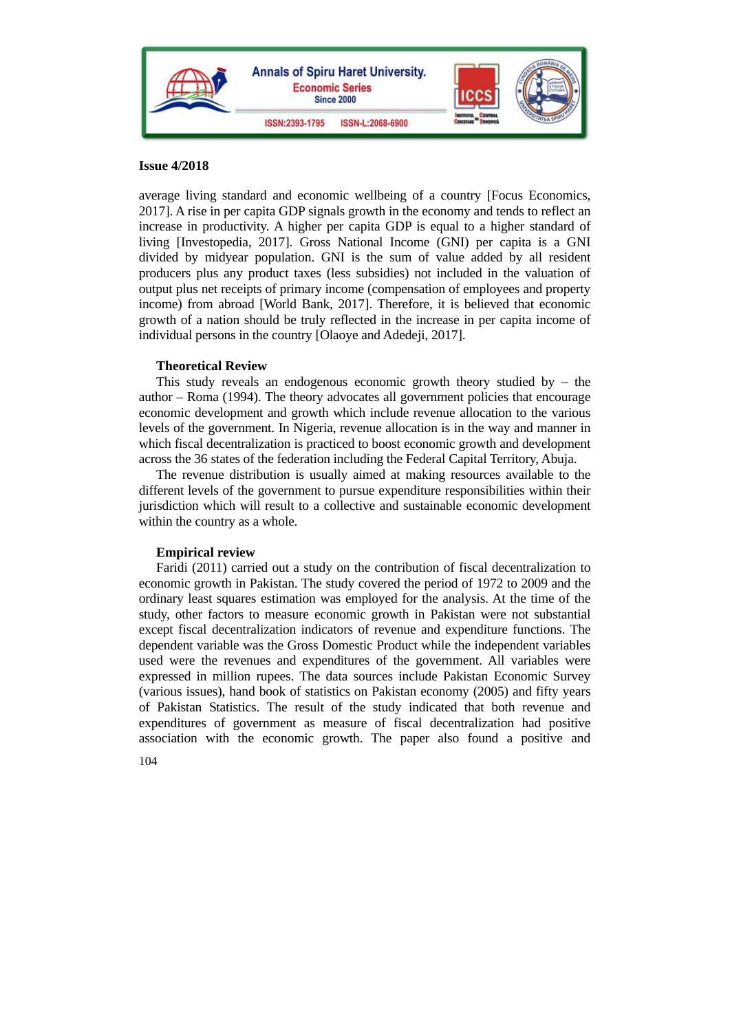average living standard and economic wellbeing of a country [Focus Economics, 2017]. A rise in per capita GDP signals growth in the economy and tends to reflect an increase in productivity. A higher per capita GDP is equal to a higher standard of living [Investopedia, 2017]. Gross National Income (GNI) per capita is a GNI divided by midyear population. GNI is the sum of value added by all resident producers plus any product taxes (less subsidies) not included in the valuation of output plus net receipts of primary income (compensation of employees and property income) from abroad [World Bank, 2017]. Therefore, it is believed that economic growth of a nation should be truly reflected in the increase in per capita income of individual persons in the country [Olaoye and Adedeji, 2017].

**Theoretical Review**

This study reveals an endogenous economic growth theory studied by – the author – Roma (1994). The theory advocates all government policies that encourage economic development and growth which include revenue allocation to the various levels of the government. In Nigeria, revenue allocation is in the way and manner in which fiscal decentralization is practiced to boost economic growth and development across the 36 states of the federation including the Federal Capital Territory, Abuja.

The revenue distribution is usually aimed at making resources available to the different levels of the government to pursue expenditure responsibilities within their jurisdiction which will result to a collective and sustainable economic development within the country as a whole.

**Empirical review**

Faridi (2011) carried out a study on the contribution of fiscal decentralization to economic growth in Pakistan. The study covered the period of 1972 to 2009 and the ordinary least squares estimation was employed for the analysis. At the time of the study, other factors to measure economic growth in Pakistan were not substantial except fiscal decentralization indicators of revenue and expenditure functions. The dependent variable was the Gross Domestic Product while the independent variables used were the revenues and expenditures of the government. All variables were expressed in million rupees. The data sources include Pakistan Economic Survey (various issues), hand book of statistics on Pakistan economy (2005) and fifty years of Pakistan Statistics. The result of the study indicated that both revenue and expenditures of government as measure of fiscal decentralization had positive association with the economic growth. The paper also found a positive and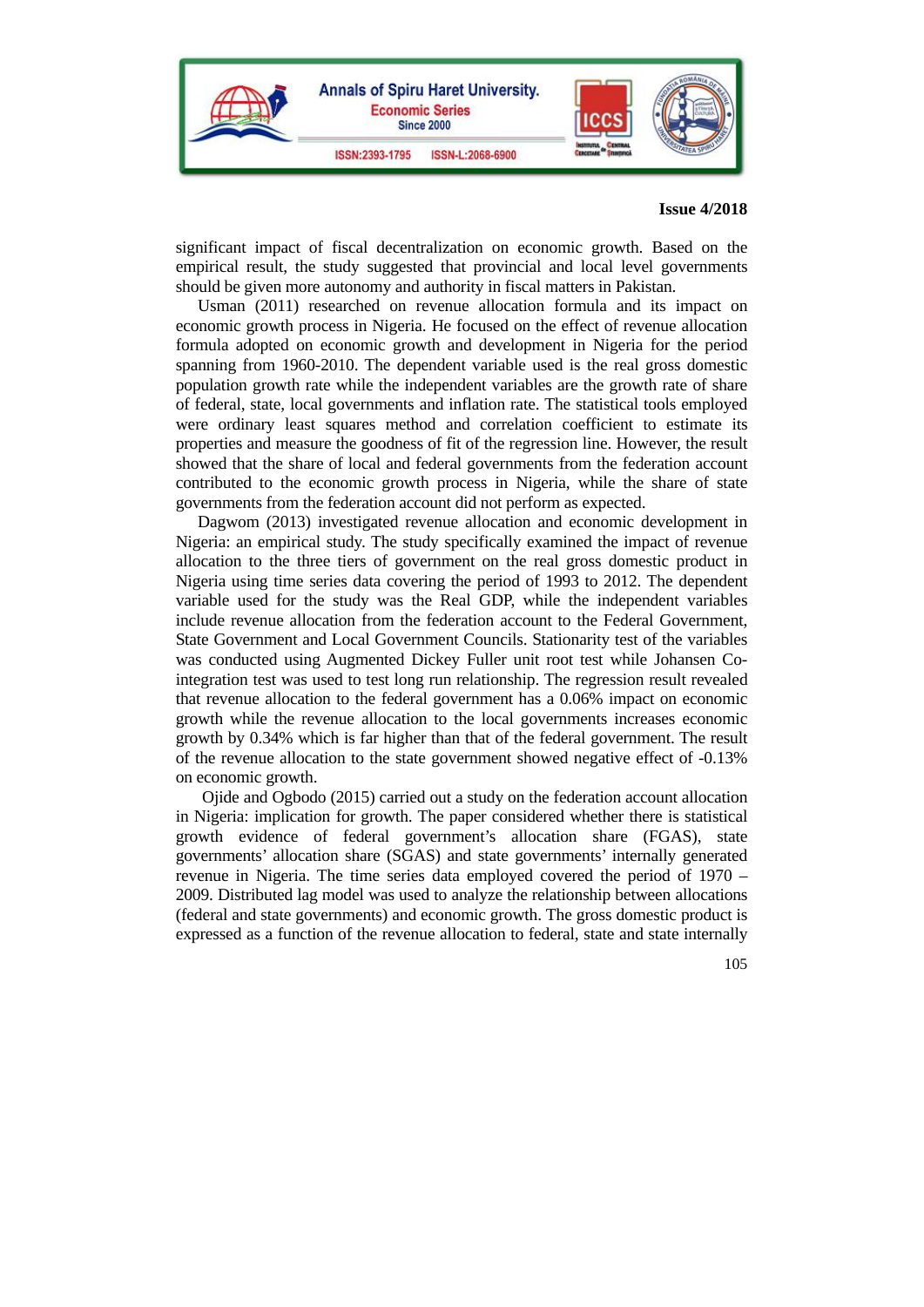significant impact of fiscal decentralization on economic growth. Based on the empirical result, the study suggested that provincial and local level governments should be given more autonomy and authority in fiscal matters in Pakistan.

Usman (2011) researched on revenue allocation formula and its impact on economic growth process in Nigeria. He focused on the effect of revenue allocation formula adopted on economic growth and development in Nigeria for the period spanning from 1960-2010. The dependent variable used is the real gross domestic population growth rate while the independent variables are the growth rate of share of federal, state, local governments and inflation rate. The statistical tools employed were ordinary least squares method and correlation coefficient to estimate its properties and measure the goodness of fit of the regression line. However, the result showed that the share of local and federal governments from the federation account contributed to the economic growth process in Nigeria, while the share of state governments from the federation account did not perform as expected.

Dagwom (2013) investigated revenue allocation and economic development in Nigeria: an empirical study. The study specifically examined the impact of revenue allocation to the three tiers of government on the real gross domestic product in Nigeria using time series data covering the period of 1993 to 2012. The dependent variable used for the study was the Real GDP, while the independent variables include revenue allocation from the federation account to the Federal Government, State Government and Local Government Councils. Stationarity test of the variables was conducted using Augmented Dickey Fuller unit root test while Johansen Co-integration test was used to test long run relationship. The regression result revealed that revenue allocation to the federal government has a 0.06% impact on economic growth while the revenue allocation to the local governments increases economic growth by 0.34% which is far higher than that of the federal government. The result of the revenue allocation to the state government showed negative effect of -0.13% on economic growth.

Ojide and Ogbodo (2015) carried out a study on the federation account allocation in Nigeria: implication for growth. The paper considered whether there is statistical growth evidence of federal government's allocation share (FGAS), state governments' allocation share (SGAS) and state governments' internally generated revenue in Nigeria. The time series data employed covered the period of 1970 – 2009. Distributed lag model was used to analyze the relationship between allocations (federal and state governments) and economic growth. The gross domestic product is expressed as a function of the revenue allocation to federal, state and state internally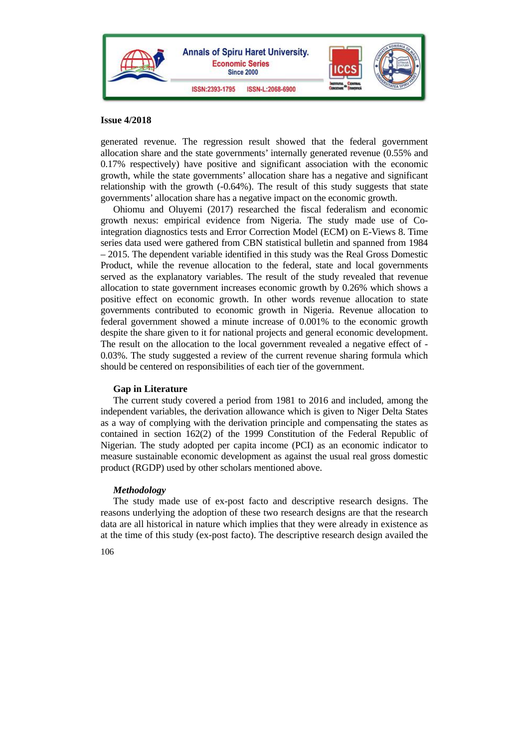generated revenue. The regression result showed that the federal government allocation share and the state governments' internally generated revenue (0.55% and 0.17% respectively) have positive and significant association with the economic growth, while the state governments' allocation share has a negative and significant relationship with the growth (-0.64%). The result of this study suggests that state governments' allocation share has a negative impact on the economic growth.

Ohiomu and Oluyemi (2017) researched the fiscal federalism and economic growth nexus: empirical evidence from Nigeria. The study made use of Co-integration diagnostics tests and Error Correction Model (ECM) on E-Views 8. Time series data used were gathered from CBN statistical bulletin and spanned from 1984 – 2015. The dependent variable identified in this study was the Real Gross Domestic Product, while the revenue allocation to the federal, state and local governments served as the explanatory variables. The result of the study revealed that revenue allocation to state government increases economic growth by 0.26% which shows a positive effect on economic growth. In other words revenue allocation to state governments contributed to economic growth in Nigeria. Revenue allocation to federal government showed a minute increase of 0.001% to the economic growth despite the share given to it for national projects and general economic development. The result on the allocation to the local government revealed a negative effect of -0.03%. The study suggested a review of the current revenue sharing formula which should be centered on responsibilities of each tier of the government.

**Gap in Literature**

The current study covered a period from 1981 to 2016 and included, among the independent variables, the derivation allowance which is given to Niger Delta States as a way of complying with the derivation principle and compensating the states as contained in section 162(2) of the 1999 Constitution of the Federal Republic of Nigerian. The study adopted per capita income (PCI) as an economic indicator to measure sustainable economic development as against the usual real gross domestic product (RGDP) used by other scholars mentioned above.

***Methodology***

The study made use of ex-post facto and descriptive research designs. The reasons underlying the adoption of these two research designs are that the research data are all historical in nature which implies that they were already in existence as at the time of this study (ex-post facto). The descriptive research design availed the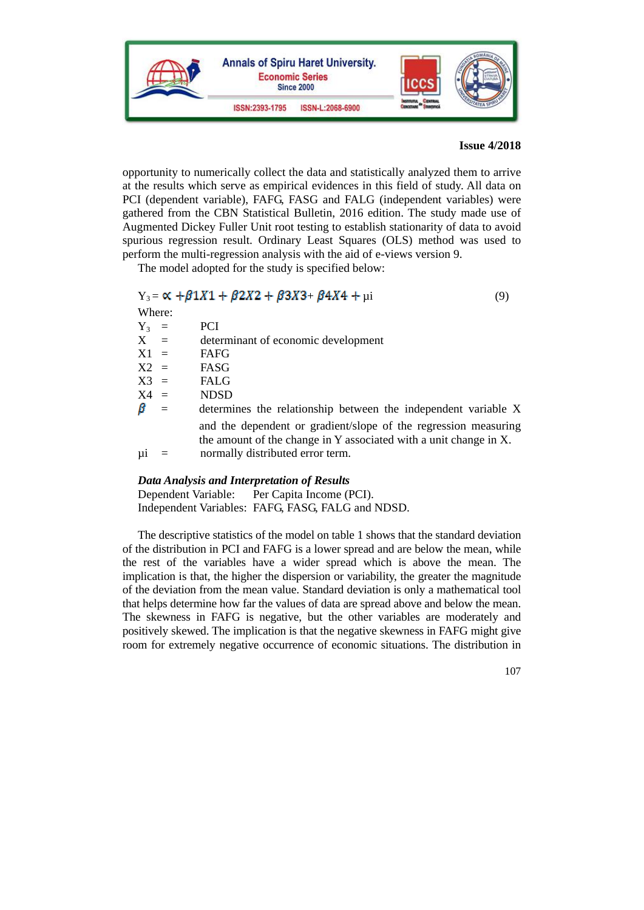opportunity to numerically collect the data and statistically analyzed them to arrive at the results which serve as empirical evidences in this field of study. All data on PCI (dependent variable), FAFG, FASG and FALG (independent variables) were gathered from the CBN Statistical Bulletin, 2016 edition. The study made use of Augmented Dickey Fuller Unit root testing to establish stationarity of data to avoid spurious regression result. Ordinary Least Squares (OLS) method was used to perform the multi-regression analysis with the aid of e-views version 9.

The model adopted for the study is specified below:

$$Y_3 = \propto + \beta 1X1 + \beta 2X2 + \beta 3X3 + \beta 4X4 + \mu i \quad (9)$$

Where:

- $Y_3$ = PCI
- X = determinant of economic development
- X1 = FAFG
- X2 = FASG
- X3 = FALG
- X4 = NDSD
- $\beta$ = determines the relationship between the independent variable X and the dependent or gradient/slope of the regression measuring the amount of the change in Y associated with a unit change in X.
- µi = normally distributed error term.

***Data Analysis and Interpretation of Results***

Dependent Variable: Per Capita Income (PCI).

Independent Variables: FAFG, FASG, FALG and NDSD.

The descriptive statistics of the model on table 1 shows that the standard deviation of the distribution in PCI and FAFG is a lower spread and are below the mean, while the rest of the variables have a wider spread which is above the mean. The implication is that, the higher the dispersion or variability, the greater the magnitude of the deviation from the mean value. Standard deviation is only a mathematical tool that helps determine how far the values of data are spread above and below the mean. The skewness in FAFG is negative, but the other variables are moderately and positively skewed. The implication is that the negative skewness in FAFG might give room for extremely negative occurrence of economic situations. The distribution in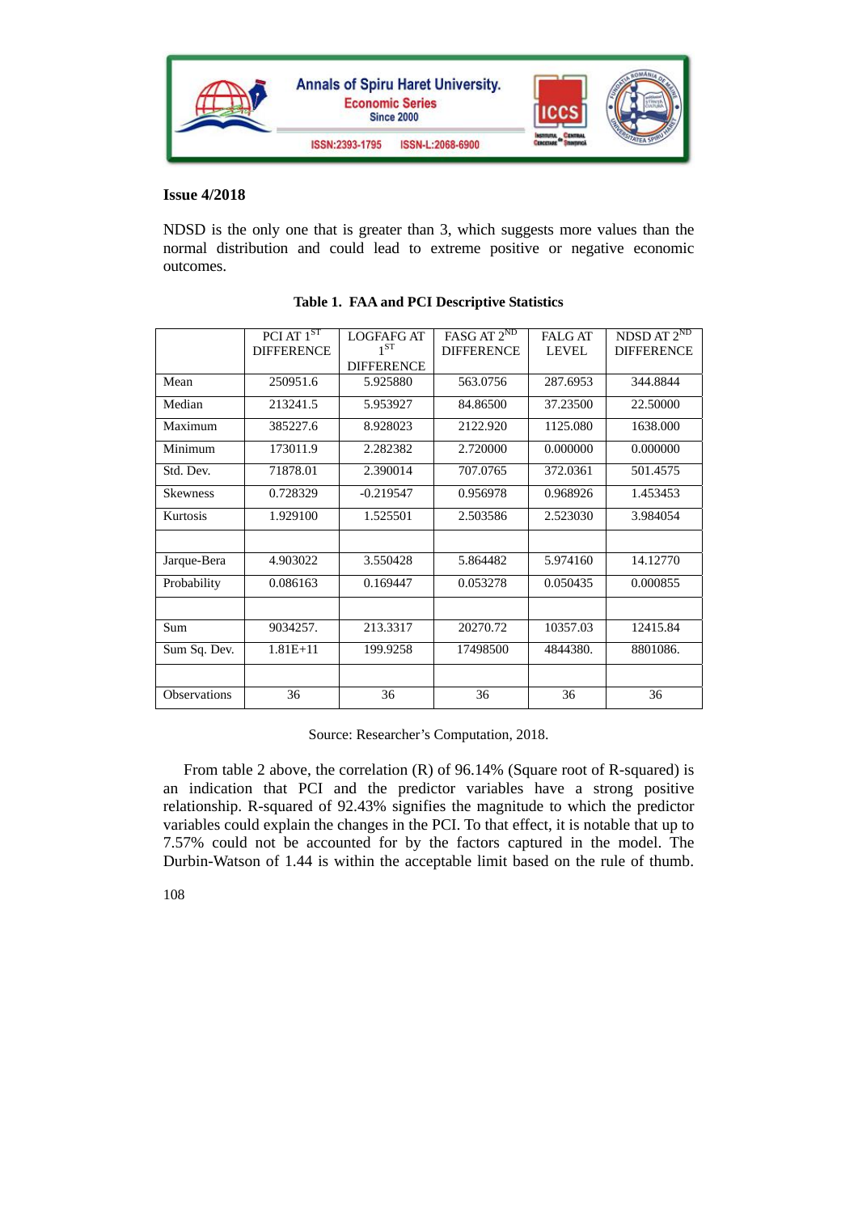NDSD is the only one that is greater than 3, which suggests more values than the normal distribution and could lead to extreme positive or negative economic outcomes.

**Table 1. FAA and PCI Descriptive Statistics**

| | PCI AT 1ST DIFFERENCE | LOGFAFG AT 1ST DIFFERENCE | FASG AT 2ND DIFFERENCE | FALG AT LEVEL | NDSD AT 2ND DIFFERENCE |
|---|---|---|---|---|---|
| Mean | 250951.6 | 5.925880 | 563.0756 | 287.6953 | 344.8844 |
| Median | 213241.5 | 5.953927 | 84.86500 | 37.23500 | 22.50000 |
| Maximum | 385227.6 | 8.928023 | 2122.920 | 1125.080 | 1638.000 |
| Minimum | 173011.9 | 2.282382 | 2.720000 | 0.000000 | 0.000000 |
| Std. Dev. | 71878.01 | 2.390014 | 707.0765 | 372.0361 | 501.4575 |
| Skewness | 0.728329 | -0.219547 | 0.956978 | 0.968926 | 1.453453 |
| Kurtosis | 1.929100 | 1.525501 | 2.503586 | 2.523030 | 3.984054 |
| | | | | | |
| Jarque-Bera | 4.903022 | 3.550428 | 5.864482 | 5.974160 | 14.12770 |
| Probability | 0.086163 | 0.169447 | 0.053278 | 0.050435 | 0.000855 |
| | | | | | |
| Sum | 9034257. | 213.3317 | 20270.72 | 10357.03 | 12415.84 |
| Sum Sq. Dev. | 1.81E+11 | 199.9258 | 17498500 | 4844380. | 8801086. |
| | | | | | |
| Observations | 36 | 36 | 36 | 36 | 36 |

Source: Researcher's Computation, 2018.

From table 2 above, the correlation (R) of 96.14% (Square root of R-squared) is an indication that PCI and the predictor variables have a strong positive relationship. R-squared of 92.43% signifies the magnitude to which the predictor variables could explain the changes in the PCI. To that effect, it is notable that up to 7.57% could not be accounted for by the factors captured in the model. The Durbin-Watson of 1.44 is within the acceptable limit based on the rule of thumb.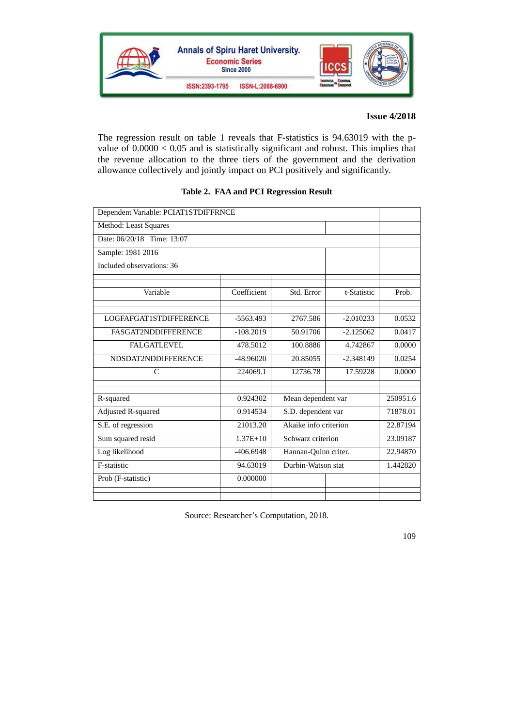The regression result on table 1 reveals that F-statistics is 94.63019 with the p-value of 0.0000 < 0.05 and is statistically significant and robust. This implies that the revenue allocation to the three tiers of the government and the derivation allowance collectively and jointly impact on PCI positively and significantly.

**Table 2. FAA and PCI Regression Result**

| Dependent Variable: PCIAT1STDIFFRNCE | | | | |
|---|---|---|---|---|
| Method: Least Squares | | | | |
| Date: 06/20/18 Time: 13:07 | | | | |
| Sample: 1981 2016 | | | | |
| Included observations: 36 | | | | |
| Variable | Coefficient | Std. Error | t-Statistic | Prob. |
| LOGFAFGAT1STDIFFERENCE | -5563.493 | 2767.586 | -2.010233 | 0.0532 |
| FASGAT2NDDIFFERENCE | -108.2019 | 50.91706 | -2.125062 | 0.0417 |
| FALGATLEVEL | 478.5012 | 100.8886 | 4.742867 | 0.0000 |
| NDSDAT2NDDIFFERENCE | -48.96020 | 20.85055 | -2.348149 | 0.0254 |
| C | 224069.1 | 12736.78 | 17.59228 | 0.0000 |
| R-squared | 0.924302 | Mean dependent var | | 250951.6 |
| Adjusted R-squared | 0.914534 | S.D. dependent var | | 71878.01 |
| S.E. of regression | 21013.20 | Akaike info criterion | | 22.87194 |
| Sum squared resid | 1.37E+10 | Schwarz criterion | | 23.09187 |
| Log likelihood | -406.6948 | Hannan-Quinn criter. | | 22.94870 |
| F-statistic | 94.63019 | Durbin-Watson stat | | 1.442820 |
| Prob (F-statistic) | 0.000000 | | | |

Source: Researcher's Computation, 2018.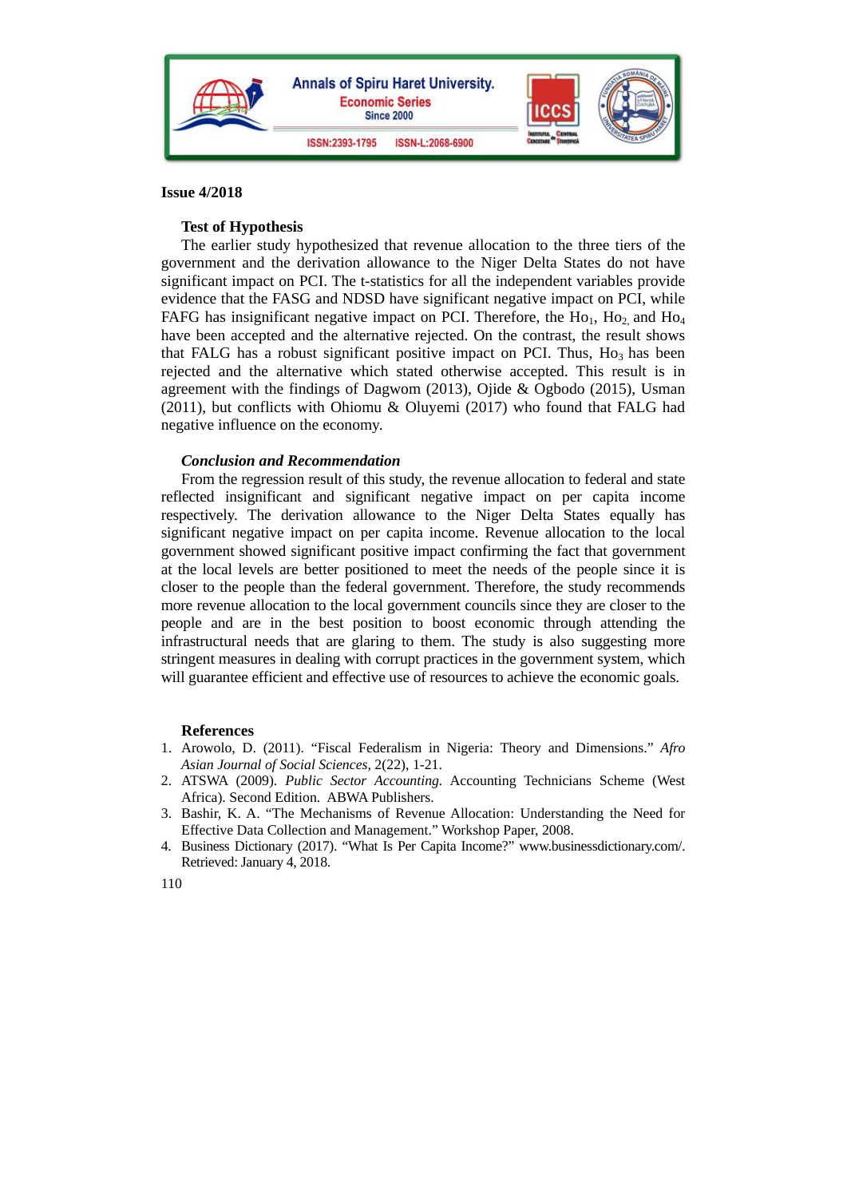### Test of Hypothesis

The earlier study hypothesized that revenue allocation to the three tiers of the government and the derivation allowance to the Niger Delta States do not have significant impact on PCI. The t-statistics for all the independent variables provide evidence that the FASG and NDSD have significant negative impact on PCI, while FAFG has insignificant negative impact on PCI. Therefore, the $Ho_1$, $Ho_2$, and $Ho_4$ have been accepted and the alternative rejected. On the contrast, the result shows that FALG has a robust significant positive impact on PCI. Thus, $Ho_3$ has been rejected and the alternative which stated otherwise accepted. This result is in agreement with the findings of Dagwom (2013), Ojide & Ogbodo (2015), Usman (2011), but conflicts with Ohiomu & Oluyemi (2017) who found that FALG had negative influence on the economy.

### *Conclusion and Recommendation*

From the regression result of this study, the revenue allocation to federal and state reflected insignificant and significant negative impact on per capita income respectively. The derivation allowance to the Niger Delta States equally has significant negative impact on per capita income. Revenue allocation to the local government showed significant positive impact confirming the fact that government at the local levels are better positioned to meet the needs of the people since it is closer to the people than the federal government. Therefore, the study recommends more revenue allocation to the local government councils since they are closer to the people and are in the best position to boost economic through attending the infrastructural needs that are glaring to them. The study is also suggesting more stringent measures in dealing with corrupt practices in the government system, which will guarantee efficient and effective use of resources to achieve the economic goals.

### References

1. Arowolo, D. (2011). "Fiscal Federalism in Nigeria: Theory and Dimensions." *Afro Asian Journal of Social Sciences,* 2(22), 1-21.
2. ATSWA (2009). *Public Sector Accounting.* Accounting Technicians Scheme (West Africa). Second Edition. ABWA Publishers.
3. Bashir, K. A. "The Mechanisms of Revenue Allocation: Understanding the Need for Effective Data Collection and Management." Workshop Paper, 2008.
4. Business Dictionary (2017). "What Is Per Capita Income?" www.businessdictionary.com/. Retrieved: January 4, 2018.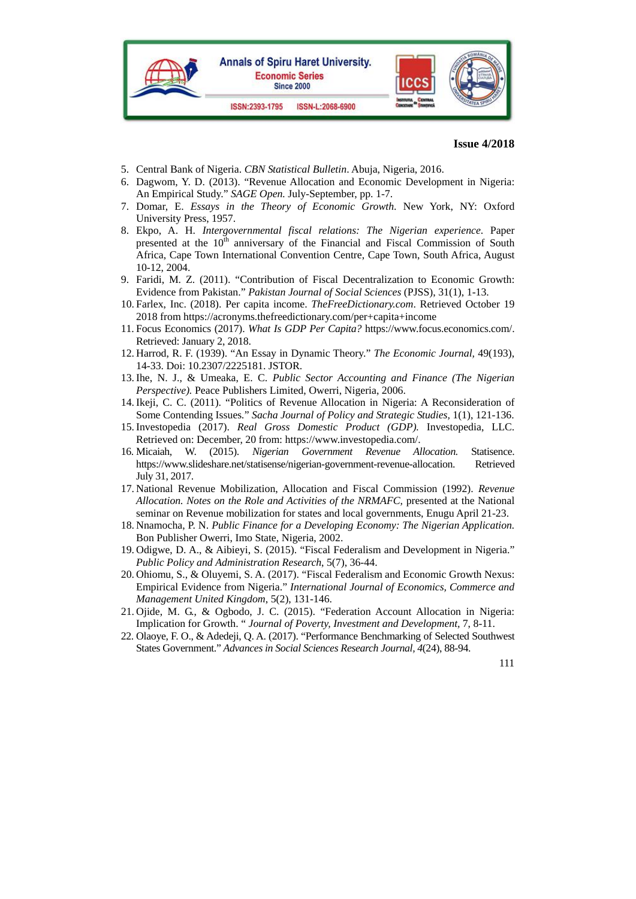5. Central Bank of Nigeria. *CBN Statistical Bulletin*. Abuja, Nigeria, 2016.
6. Dagwom, Y. D. (2013). "Revenue Allocation and Economic Development in Nigeria: An Empirical Study." *SAGE Open*. July-September, pp. 1-7.
7. Domar, E. *Essays in the Theory of Economic Growth*. New York, NY: Oxford University Press, 1957.
8. Ekpo, A. H. *Intergovernmental fiscal relations: The Nigerian experience*. Paper presented at the 10th anniversary of the Financial and Fiscal Commission of South Africa, Cape Town International Convention Centre, Cape Town, South Africa, August 10-12, 2004.
9. Faridi, M. Z. (2011). "Contribution of Fiscal Decentralization to Economic Growth: Evidence from Pakistan." *Pakistan Journal of Social Sciences* (PJSS), 31(1), 1-13.
10. Farlex, Inc. (2018). Per capita income. *TheFreeDictionary.com*. Retrieved October 19 2018 from https://acronyms.thefreedictionary.com/per+capita+income
11. Focus Economics (2017). *What Is GDP Per Capita?* https://www.focus.economics.com/. Retrieved: January 2, 2018.
12. Harrod, R. F. (1939). "An Essay in Dynamic Theory." *The Economic Journal*, 49(193), 14-33. Doi: 10.2307/2225181. JSTOR.
13. Ihe, N. J., & Umeaka, E. C. *Public Sector Accounting and Finance (The Nigerian Perspective)*. Peace Publishers Limited, Owerri, Nigeria, 2006.
14. Ikeji, C. C. (2011). "Politics of Revenue Allocation in Nigeria: A Reconsideration of Some Contending Issues." *Sacha Journal of Policy and Strategic Studies*, 1(1), 121-136.
15. Investopedia (2017). *Real Gross Domestic Product (GDP)*. Investopedia, LLC. Retrieved on: December, 20 from: https://www.investopedia.com/.
16. Micaiah, W. (2015). *Nigerian Government Revenue Allocation*. Statisence. https://www.slideshare.net/statisense/nigerian-government-revenue-allocation. Retrieved July 31, 2017.
17. National Revenue Mobilization, Allocation and Fiscal Commission (1992). *Revenue Allocation. Notes on the Role and Activities of the NRMAFC*, presented at the National seminar on Revenue mobilization for states and local governments, Enugu April 21-23.
18. Nnamocha, P. N. *Public Finance for a Developing Economy: The Nigerian Application*. Bon Publisher Owerri, Imo State, Nigeria, 2002.
19. Odigwe, D. A., & Aibieyi, S. (2015). "Fiscal Federalism and Development in Nigeria." *Public Policy and Administration Research*, 5(7), 36-44.
20. Ohiomu, S., & Oluyemi, S. A. (2017). "Fiscal Federalism and Economic Growth Nexus: Empirical Evidence from Nigeria." *International Journal of Economics, Commerce and Management United Kingdom*, 5(2), 131-146.
21. Ojide, M. G., & Ogbodo, J. C. (2015). "Federation Account Allocation in Nigeria: Implication for Growth. " *Journal of Poverty, Investment and Development*, 7, 8-11.
22. Olaoye, F. O., & Adedeji, Q. A. (2017). "Performance Benchmarking of Selected Southwest States Government." *Advances in Social Sciences Research Journal, 4*(24), 88-94.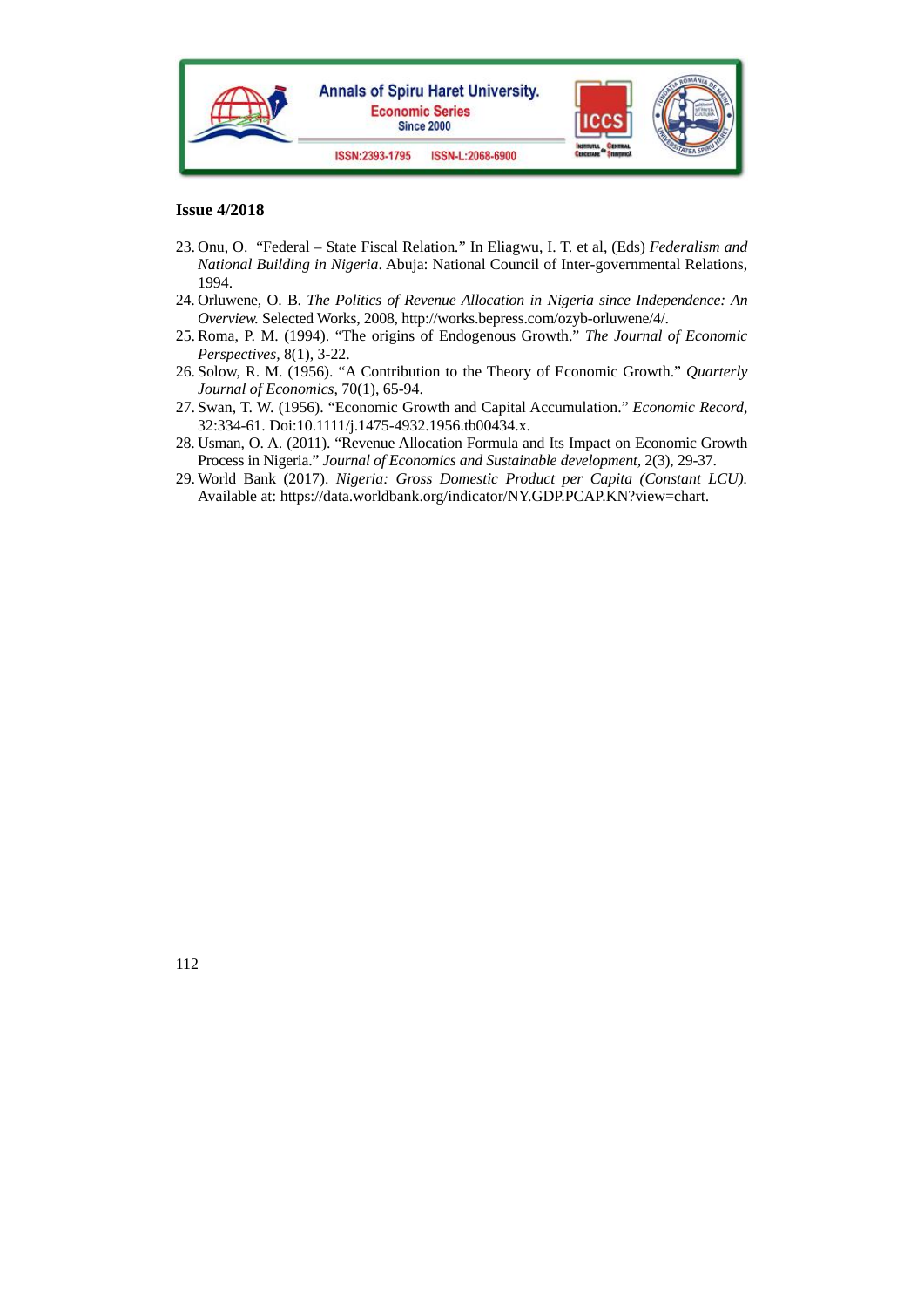23. Onu, O. "Federal – State Fiscal Relation." In Eliagwu, I. T. et al, (Eds) *Federalism and National Building in Nigeria*. Abuja: National Council of Inter-governmental Relations, 1994.
24. Orluwene, O. B. *The Politics of Revenue Allocation in Nigeria since Independence: An Overview.* Selected Works, 2008, http://works.bepress.com/ozyb-orluwene/4/.
25. Roma, P. M. (1994). "The origins of Endogenous Growth." *The Journal of Economic Perspectives,* 8(1), 3-22.
26. Solow, R. M. (1956). "A Contribution to the Theory of Economic Growth." *Quarterly Journal of Economics,* 70(1), 65-94.
27. Swan, T. W. (1956). "Economic Growth and Capital Accumulation." *Economic Record,* 32:334-61. Doi:10.1111/j.1475-4932.1956.tb00434.x.
28. Usman, O. A. (2011). "Revenue Allocation Formula and Its Impact on Economic Growth Process in Nigeria." *Journal of Economics and Sustainable development,* 2(3), 29-37.
29. World Bank (2017). *Nigeria: Gross Domestic Product per Capita (Constant LCU).* Available at: https://data.worldbank.org/indicator/NY.GDP.PCAP.KN?view=chart.